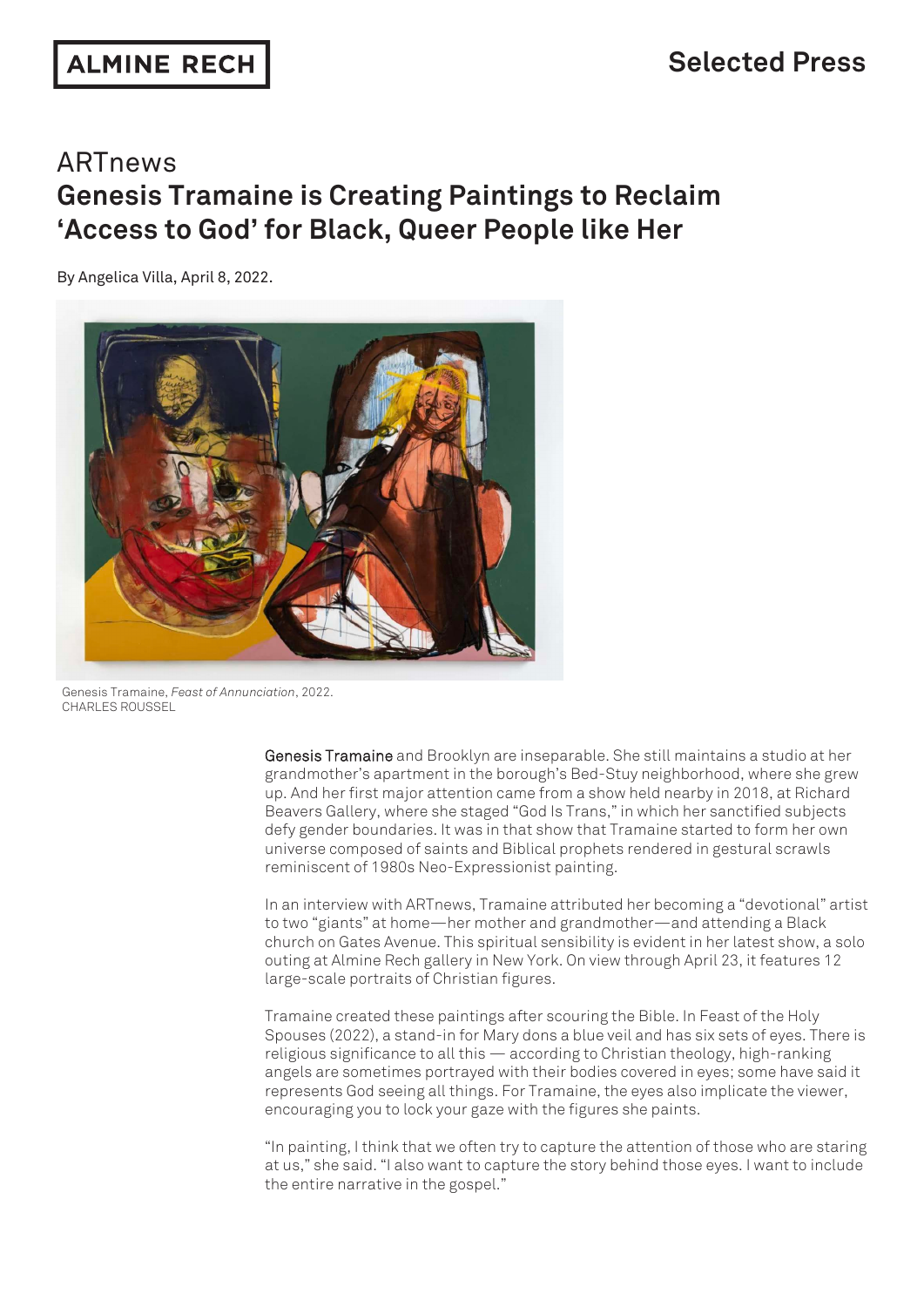ALMINE RECH

Selected Press

# ARTnews

## Genesis Tramaine is Creating Paintings to Reclaim 'Access to God' for Black, Queer People like Her

By Angelica Villa, April 8, 2022.

Genesis Tramaine, *Feast of Annunciation*, 2022.
CHARLES ROUSSEL

Genesis Tramaine and Brooklyn are inseparable. She still maintains a studio at her grandmother's apartment in the borough's Bed-Stuy neighborhood, where she grew up. And her first major attention came from a show held nearby in 2018, at Richard Beavers Gallery, where she staged "God Is Trans," in which her sanctified subjects defy gender boundaries. It was in that show that Tramaine started to form her own universe composed of saints and Biblical prophets rendered in gestural scrawls reminiscent of 1980s Neo-Expressionist painting.

In an interview with ARTnews, Tramaine attributed her becoming a "devotional" artist to two "giants" at home—her mother and grandmother—and attending a Black church on Gates Avenue. This spiritual sensibility is evident in her latest show, a solo outing at Almine Rech gallery in New York. On view through April 23, it features 12 large-scale portraits of Christian figures.

Tramaine created these paintings after scouring the Bible. In Feast of the Holy Spouses (2022), a stand-in for Mary dons a blue veil and has six sets of eyes. There is religious significance to all this — according to Christian theology, high-ranking angels are sometimes portrayed with their bodies covered in eyes; some have said it represents God seeing all things. For Tramaine, the eyes also implicate the viewer, encouraging you to lock your gaze with the figures she paints.

"In painting, I think that we often try to capture the attention of those who are staring at us," she said. "I also want to capture the story behind those eyes. I want to include the entire narrative in the gospel."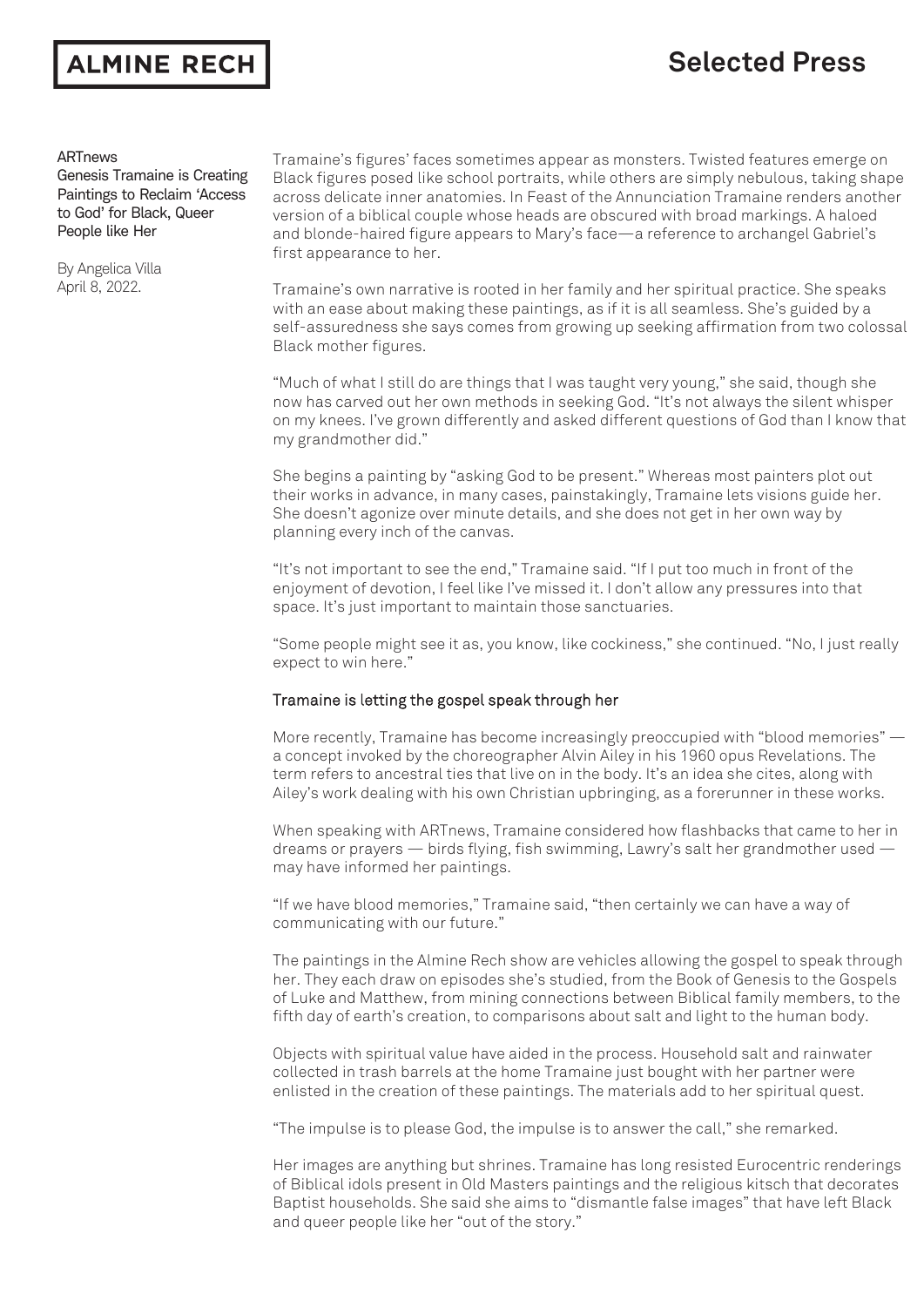ARTnews
Genesis Tramaine is Creating Paintings to Reclaim 'Access to God' for Black, Queer People like Her

By Angelica Villa
April 8, 2022.

Tramaine's figures' faces sometimes appear as monsters. Twisted features emerge on Black figures posed like school portraits, while others are simply nebulous, taking shape across delicate inner anatomies. In Feast of the Annunciation Tramaine renders another version of a biblical couple whose heads are obscured with broad markings. A haloed and blonde-haired figure appears to Mary's face—a reference to archangel Gabriel's first appearance to her.

Tramaine's own narrative is rooted in her family and her spiritual practice. She speaks with an ease about making these paintings, as if it is all seamless. She's guided by a self-assuredness she says comes from growing up seeking affirmation from two colossal Black mother figures.

"Much of what I still do are things that I was taught very young," she said, though she now has carved out her own methods in seeking God. "It's not always the silent whisper on my knees. I've grown differently and asked different questions of God than I know that my grandmother did."

She begins a painting by "asking God to be present." Whereas most painters plot out their works in advance, in many cases, painstakingly, Tramaine lets visions guide her. She doesn't agonize over minute details, and she does not get in her own way by planning every inch of the canvas.

"It's not important to see the end," Tramaine said. "If I put too much in front of the enjoyment of devotion, I feel like I've missed it. I don't allow any pressures into that space. It's just important to maintain those sanctuaries.

"Some people might see it as, you know, like cockiness," she continued. "No, I just really expect to win here."

## Tramaine is letting the gospel speak through her

More recently, Tramaine has become increasingly preoccupied with "blood memories" — a concept invoked by the choreographer Alvin Ailey in his 1960 opus Revelations. The term refers to ancestral ties that live on in the body. It's an idea she cites, along with Ailey's work dealing with his own Christian upbringing, as a forerunner in these works.

When speaking with ARTnews, Tramaine considered how flashbacks that came to her in dreams or prayers — birds flying, fish swimming, Lawry's salt her grandmother used — may have informed her paintings.

"If we have blood memories," Tramaine said, "then certainly we can have a way of communicating with our future."

The paintings in the Almine Rech show are vehicles allowing the gospel to speak through her. They each draw on episodes she's studied, from the Book of Genesis to the Gospels of Luke and Matthew, from mining connections between Biblical family members, to the fifth day of earth's creation, to comparisons about salt and light to the human body.

Objects with spiritual value have aided in the process. Household salt and rainwater collected in trash barrels at the home Tramaine just bought with her partner were enlisted in the creation of these paintings. The materials add to her spiritual quest.

"The impulse is to please God, the impulse is to answer the call," she remarked.

Her images are anything but shrines. Tramaine has long resisted Eurocentric renderings of Biblical idols present in Old Masters paintings and the religious kitsch that decorates Baptist households. She said she aims to "dismantle false images" that have left Black and queer people like her "out of the story."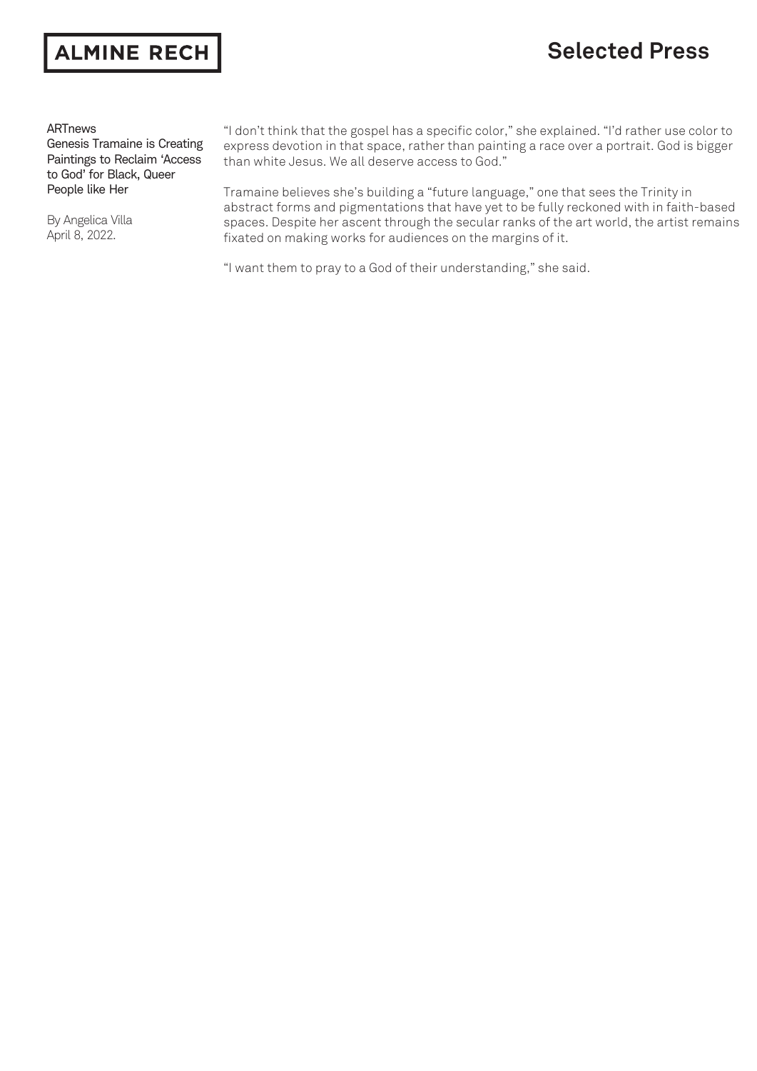ARTnews
Genesis Tramaine is Creating Paintings to Reclaim 'Access to God' for Black, Queer People like Her

By Angelica Villa
April 8, 2022.

"I don't think that the gospel has a specific color," she explained. "I'd rather use color to express devotion in that space, rather than painting a race over a portrait. God is bigger than white Jesus. We all deserve access to God."

Tramaine believes she's building a "future language," one that sees the Trinity in abstract forms and pigmentations that have yet to be fully reckoned with in faith-based spaces. Despite her ascent through the secular ranks of the art world, the artist remains fixated on making works for audiences on the margins of it.

"I want them to pray to a God of their understanding," she said.